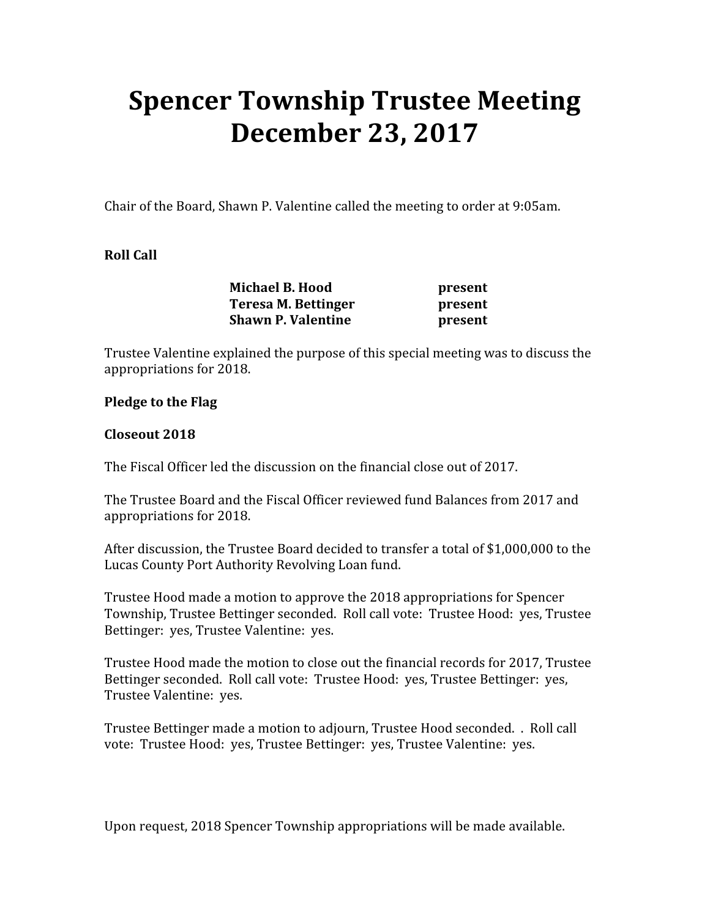# Spencer Township Trustee Meeting December 23, 2017

Chair of the Board, Shawn P. Valentine called the meeting to order at 9:05am.

**Roll Call**

| | |
|---|---|
| **Michael B. Hood** | **present** |
| **Teresa M. Bettinger** | **present** |
| **Shawn P. Valentine** | **present** |

Trustee Valentine explained the purpose of this special meeting was to discuss the appropriations for 2018.

**Pledge to the Flag**

**Closeout 2018**

The Fiscal Officer led the discussion on the financial close out of 2017.

The Trustee Board and the Fiscal Officer reviewed fund Balances from 2017 and appropriations for 2018.

After discussion, the Trustee Board decided to transfer a total of $1,000,000 to the Lucas County Port Authority Revolving Loan fund.

Trustee Hood made a motion to approve the 2018 appropriations for Spencer Township, Trustee Bettinger seconded. Roll call vote: Trustee Hood: yes, Trustee Bettinger: yes, Trustee Valentine: yes.

Trustee Hood made the motion to close out the financial records for 2017, Trustee Bettinger seconded. Roll call vote: Trustee Hood: yes, Trustee Bettinger: yes, Trustee Valentine: yes.

Trustee Bettinger made a motion to adjourn, Trustee Hood seconded. . Roll call vote: Trustee Hood: yes, Trustee Bettinger: yes, Trustee Valentine: yes.

Upon request, 2018 Spencer Township appropriations will be made available.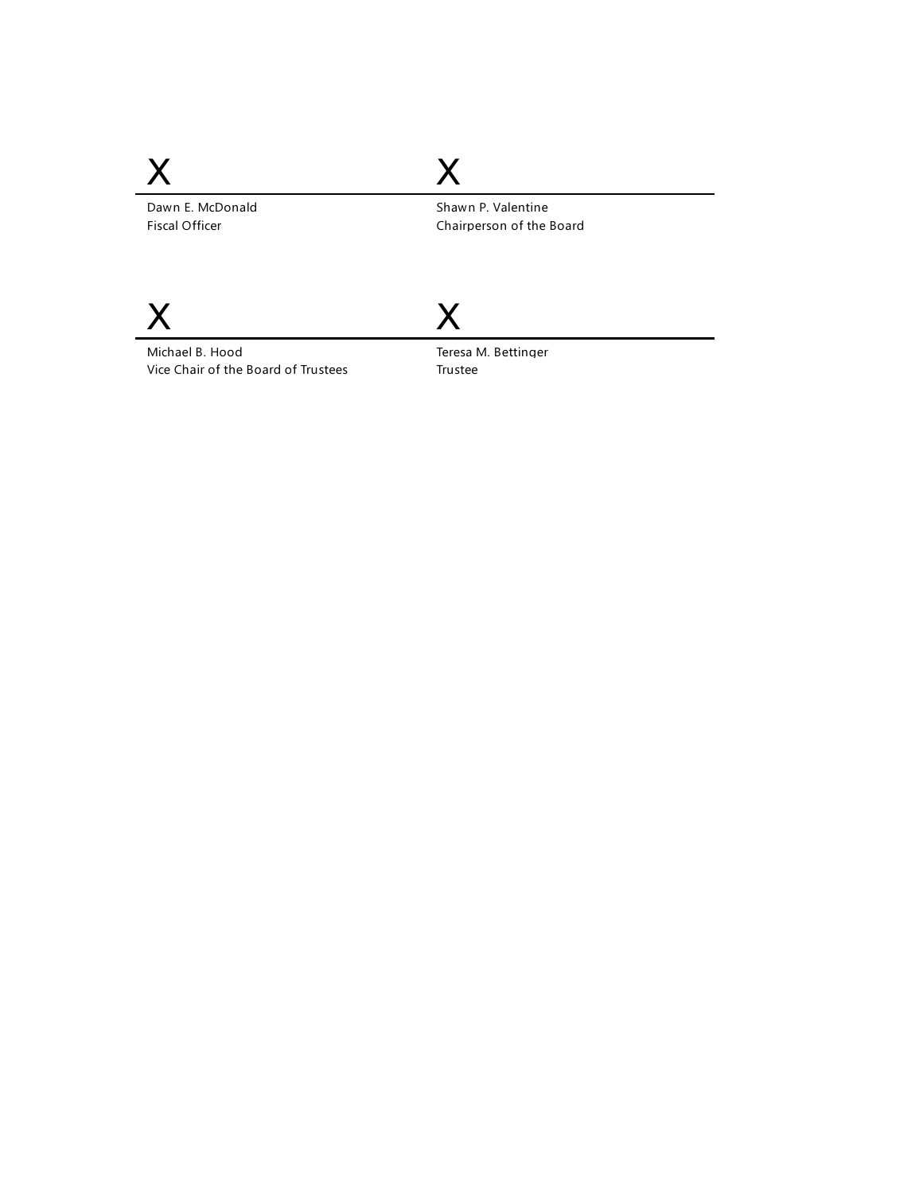X

Dawn E. McDonald
Fiscal Officer

X

Shawn P. Valentine
Chairperson of the Board

X

Michael B. Hood
Vice Chair of the Board of Trustees

X

Teresa M. Bettinger
Trustee